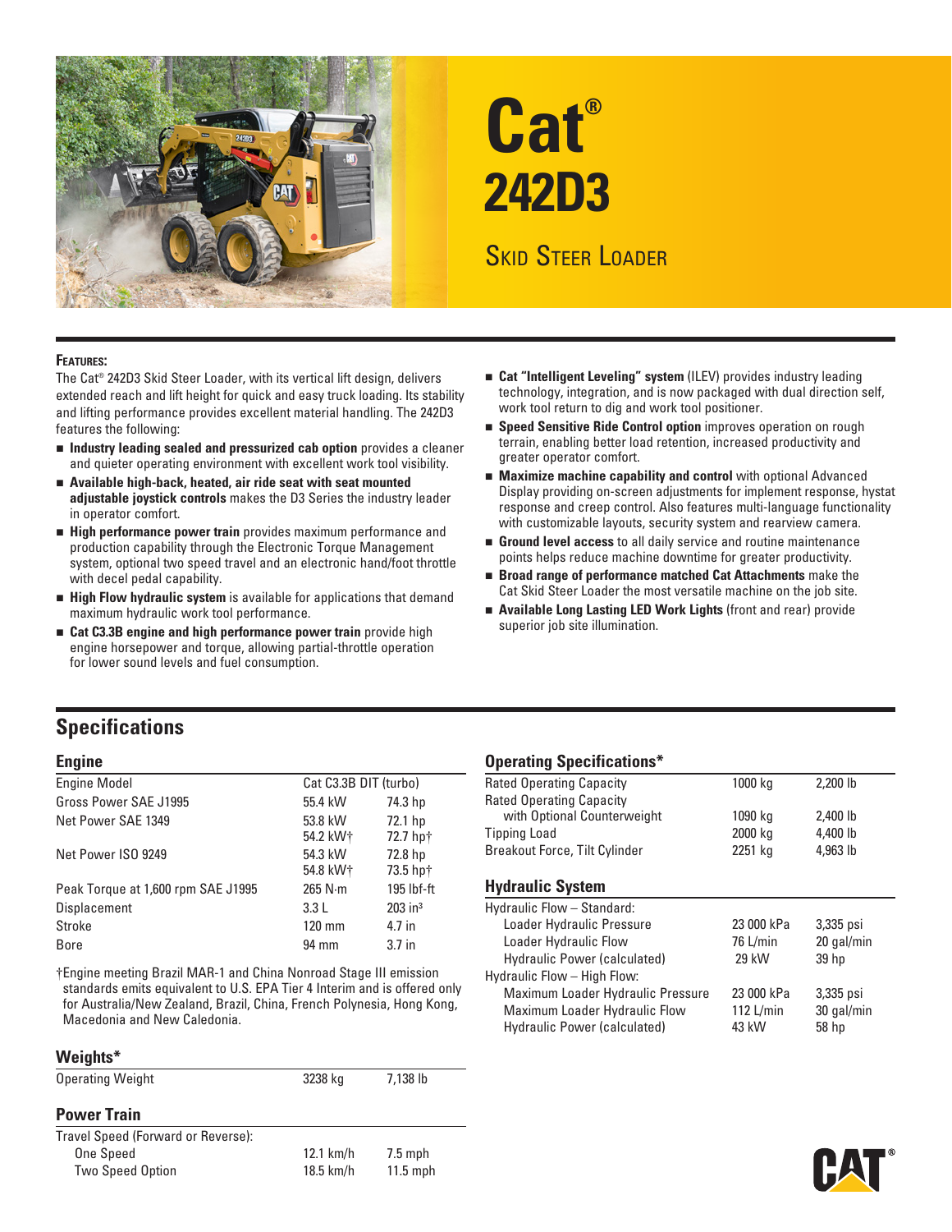# Cat® 242D3

## Skid Steer Loader

**Features:**

The Cat® 242D3 Skid Steer Loader, with its vertical lift design, delivers extended reach and lift height for quick and easy truck loading. Its stability and lifting performance provides excellent material handling. The 242D3 features the following:

- **Industry leading sealed and pressurized cab option** provides a cleaner and quieter operating environment with excellent work tool visibility.
- **Available high-back, heated, air ride seat with seat mounted adjustable joystick controls** makes the D3 Series the industry leader in operator comfort.
- **High performance power train** provides maximum performance and production capability through the Electronic Torque Management system, optional two speed travel and an electronic hand/foot throttle with decel pedal capability.
- **High Flow hydraulic system** is available for applications that demand maximum hydraulic work tool performance.
- **Cat C3.3B engine and high performance power train** provide high engine horsepower and torque, allowing partial-throttle operation for lower sound levels and fuel consumption.
- **Cat "Intelligent Leveling" system** (ILEV) provides industry leading technology, integration, and is now packaged with dual direction self, work tool return to dig and work tool positioner.
- **Speed Sensitive Ride Control option** improves operation on rough terrain, enabling better load retention, increased productivity and greater operator comfort.
- **Maximize machine capability and control** with optional Advanced Display providing on-screen adjustments for implement response, hystat response and creep control. Also features multi-language functionality with customizable layouts, security system and rearview camera.
- **Ground level access** to all daily service and routine maintenance points helps reduce machine downtime for greater productivity.
- **Broad range of performance matched Cat Attachments** make the Cat Skid Steer Loader the most versatile machine on the job site.
- **Available Long Lasting LED Work Lights** (front and rear) provide superior job site illumination.

## Specifications

### Engine

| | | |
|---|---|---|
| Engine Model | Cat C3.3B DIT (turbo) | |
| Gross Power SAE J1995 | 55.4 kW | 74.3 hp |
| Net Power SAE 1349 | 53.8 kW<br>54.2 kW† | 72.1 hp<br>72.7 hp† |
| Net Power ISO 9249 | 54.3 kW<br>54.8 kW† | 72.8 hp<br>73.5 hp† |
| Peak Torque at 1,600 rpm SAE J1995 | 265 N·m | 195 lbf-ft |
| Displacement | 3.3 L | 203 in³ |
| Stroke | 120 mm | 4.7 in |
| Bore | 94 mm | 3.7 in |

†Engine meeting Brazil MAR-1 and China Nonroad Stage III emission standards emits equivalent to U.S. EPA Tier 4 Interim and is offered only for Australia/New Zealand, Brazil, China, French Polynesia, Hong Kong, Macedonia and New Caledonia.

### Weights*

| | | |
|---|---|---|
| Operating Weight | 3238 kg | 7,138 lb |

### Power Train

| | | |
|---|---|---|
| Travel Speed (Forward or Reverse): | | |
| One Speed | 12.1 km/h | 7.5 mph |
| Two Speed Option | 18.5 km/h | 11.5 mph |

### Operating Specifications*

| | | |
|---|---|---|
| Rated Operating Capacity | 1000 kg | 2,200 lb |
| Rated Operating Capacity with Optional Counterweight | 1090 kg | 2,400 lb |
| Tipping Load | 2000 kg | 4,400 lb |
| Breakout Force, Tilt Cylinder | 2251 kg | 4,963 lb |

### Hydraulic System

| | | |
|---|---|---|
| Hydraulic Flow – Standard: | | |
| Loader Hydraulic Pressure | 23 000 kPa | 3,335 psi |
| Loader Hydraulic Flow | 76 L/min | 20 gal/min |
| Hydraulic Power (calculated) | 29 kW | 39 hp |
| Hydraulic Flow – High Flow: | | |
| Maximum Loader Hydraulic Pressure | 23 000 kPa | 3,335 psi |
| Maximum Loader Hydraulic Flow | 112 L/min | 30 gal/min |
| Hydraulic Power (calculated) | 43 kW | 58 hp |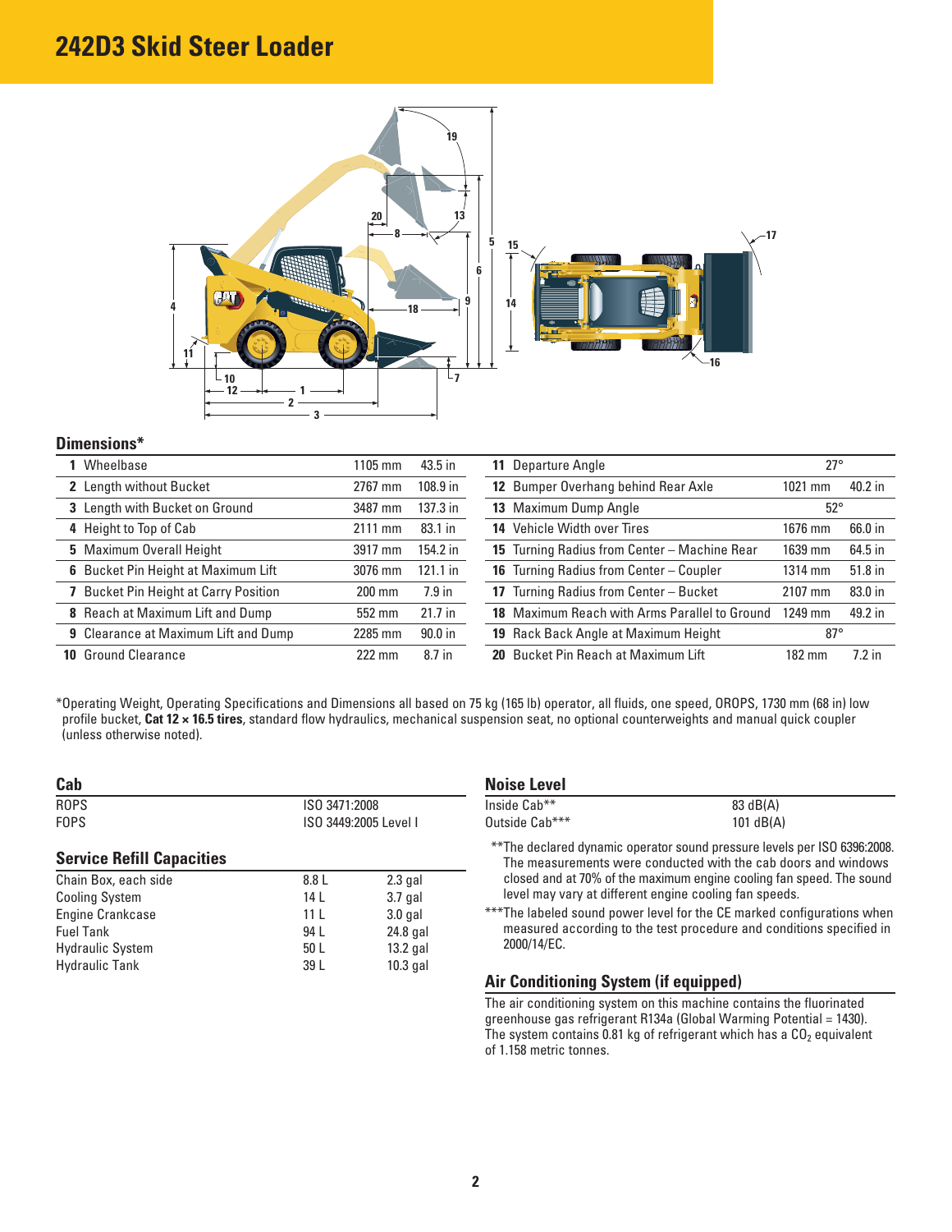# 242D3 Skid Steer Loader

## Dimensions*

| | | | |
|---|---|---|---|
| **1** Wheelbase | 1105 mm | 43.5 in |
| **2** Length without Bucket | 2767 mm | 108.9 in |
| **3** Length with Bucket on Ground | 3487 mm | 137.3 in |
| **4** Height to Top of Cab | 2111 mm | 83.1 in |
| **5** Maximum Overall Height | 3917 mm | 154.2 in |
| **6** Bucket Pin Height at Maximum Lift | 3076 mm | 121.1 in |
| **7** Bucket Pin Height at Carry Position | 200 mm | 7.9 in |
| **8** Reach at Maximum Lift and Dump | 552 mm | 21.7 in |
| **9** Clearance at Maximum Lift and Dump | 2285 mm | 90.0 in |
| **10** Ground Clearance | 222 mm | 8.7 in |

| | | |
|---|---|---|
| **11** Departure Angle | 27° | |
| **12** Bumper Overhang behind Rear Axle | 1021 mm | 40.2 in |
| **13** Maximum Dump Angle | 52° | |
| **14** Vehicle Width over Tires | 1676 mm | 66.0 in |
| **15** Turning Radius from Center – Machine Rear | 1639 mm | 64.5 in |
| **16** Turning Radius from Center – Coupler | 1314 mm | 51.8 in |
| **17** Turning Radius from Center – Bucket | 2107 mm | 83.0 in |
| **18** Maximum Reach with Arms Parallel to Ground | 1249 mm | 49.2 in |
| **19** Rack Back Angle at Maximum Height | 87° | |
| **20** Bucket Pin Reach at Maximum Lift | 182 mm | 7.2 in |

*Operating Weight, Operating Specifications and Dimensions all based on 75 kg (165 lb) operator, all fluids, one speed, OROPS, 1730 mm (68 in) low profile bucket, **Cat 12 × 16.5 tires**, standard flow hydraulics, mechanical suspension seat, no optional counterweights and manual quick coupler (unless otherwise noted).

## Cab

| | |
|---|---|
| ROPS | ISO 3471:2008 |
| FOPS | ISO 3449:2005 Level I |

## Service Refill Capacities

| | | |
|---|---|---|
| Chain Box, each side | 8.8 L | 2.3 gal |
| Cooling System | 14 L | 3.7 gal |
| Engine Crankcase | 11 L | 3.0 gal |
| Fuel Tank | 94 L | 24.8 gal |
| Hydraulic System | 50 L | 13.2 gal |
| Hydraulic Tank | 39 L | 10.3 gal |

## Noise Level

| | |
|---|---|
| Inside Cab** | 83 dB(A) |
| Outside Cab*** | 101 dB(A) |

**The declared dynamic operator sound pressure levels per ISO 6396:2008. The measurements were conducted with the cab doors and windows closed and at 70% of the maximum engine cooling fan speed. The sound level may vary at different engine cooling fan speeds.

***The labeled sound power level for the CE marked configurations when measured according to the test procedure and conditions specified in 2000/14/EC.

## Air Conditioning System (if equipped)

The air conditioning system on this machine contains the fluorinated greenhouse gas refrigerant R134a (Global Warming Potential = 1430). The system contains 0.81 kg of refrigerant which has a $CO_2$ equivalent of 1.158 metric tonnes.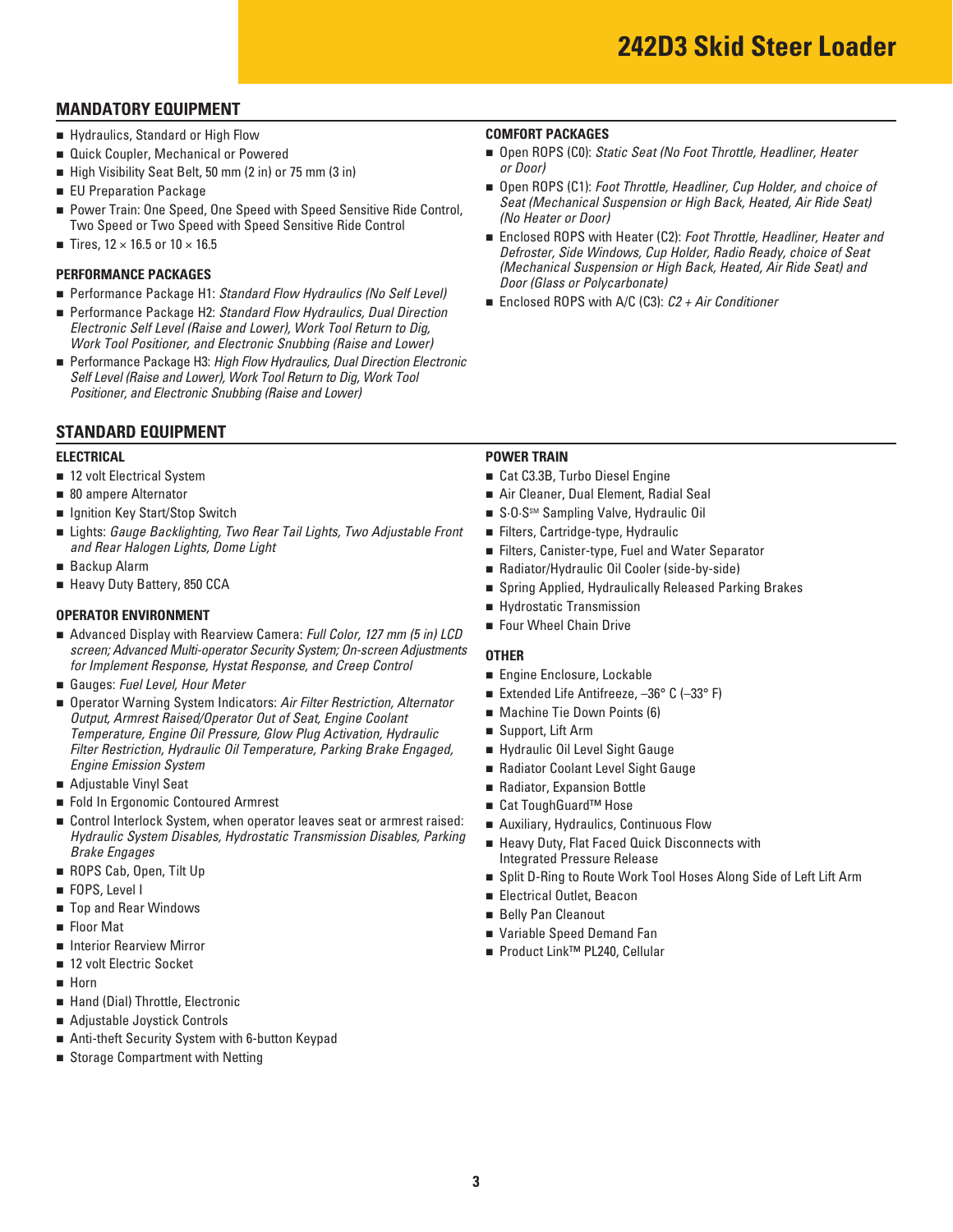# 242D3 Skid Steer Loader

## MANDATORY EQUIPMENT

- Hydraulics, Standard or High Flow
- Quick Coupler, Mechanical or Powered
- High Visibility Seat Belt, 50 mm (2 in) or 75 mm (3 in)
- EU Preparation Package
- Power Train: One Speed, One Speed with Speed Sensitive Ride Control, Two Speed or Two Speed with Speed Sensitive Ride Control
- Tires, 12 × 16.5 or 10 × 16.5

### PERFORMANCE PACKAGES

- Performance Package H1: *Standard Flow Hydraulics (No Self Level)*
- Performance Package H2: *Standard Flow Hydraulics, Dual Direction Electronic Self Level (Raise and Lower), Work Tool Return to Dig, Work Tool Positioner, and Electronic Snubbing (Raise and Lower)*
- Performance Package H3: *High Flow Hydraulics, Dual Direction Electronic Self Level (Raise and Lower), Work Tool Return to Dig, Work Tool Positioner, and Electronic Snubbing (Raise and Lower)*

### COMFORT PACKAGES

- Open ROPS (C0): *Static Seat (No Foot Throttle, Headliner, Heater or Door)*
- Open ROPS (C1): *Foot Throttle, Headliner, Cup Holder, and choice of Seat (Mechanical Suspension or High Back, Heated, Air Ride Seat) (No Heater or Door)*
- Enclosed ROPS with Heater (C2): *Foot Throttle, Headliner, Heater and Defroster, Side Windows, Cup Holder, Radio Ready, choice of Seat (Mechanical Suspension or High Back, Heated, Air Ride Seat) and Door (Glass or Polycarbonate)*
- Enclosed ROPS with A/C (C3): *C2 + Air Conditioner*

## STANDARD EQUIPMENT

### ELECTRICAL

- 12 volt Electrical System
- 80 ampere Alternator
- Ignition Key Start/Stop Switch
- Lights: *Gauge Backlighting, Two Rear Tail Lights, Two Adjustable Front and Rear Halogen Lights, Dome Light*
- Backup Alarm
- Heavy Duty Battery, 850 CCA

### OPERATOR ENVIRONMENT

- Advanced Display with Rearview Camera: *Full Color, 127 mm (5 in) LCD screen; Advanced Multi-operator Security System; On-screen Adjustments for Implement Response, Hystat Response, and Creep Control*
- Gauges: *Fuel Level, Hour Meter*
- Operator Warning System Indicators: *Air Filter Restriction, Alternator Output, Armrest Raised/Operator Out of Seat, Engine Coolant Temperature, Engine Oil Pressure, Glow Plug Activation, Hydraulic Filter Restriction, Hydraulic Oil Temperature, Parking Brake Engaged, Engine Emission System*
- Adjustable Vinyl Seat
- Fold In Ergonomic Contoured Armrest
- Control Interlock System, when operator leaves seat or armrest raised: *Hydraulic System Disables, Hydrostatic Transmission Disables, Parking Brake Engages*
- ROPS Cab, Open, Tilt Up
- FOPS, Level I
- Top and Rear Windows
- Floor Mat
- Interior Rearview Mirror
- 12 volt Electric Socket
- Horn
- Hand (Dial) Throttle, Electronic
- Adjustable Joystick Controls
- Anti-theft Security System with 6-button Keypad
- Storage Compartment with Netting

### POWER TRAIN

- Cat C3.3B, Turbo Diesel Engine
- Air Cleaner, Dual Element, Radial Seal
- S·O·S℠ Sampling Valve, Hydraulic Oil
- Filters, Cartridge-type, Hydraulic
- Filters, Canister-type, Fuel and Water Separator
- Radiator/Hydraulic Oil Cooler (side-by-side)
- Spring Applied, Hydraulically Released Parking Brakes
- Hydrostatic Transmission
- Four Wheel Chain Drive

### OTHER

- Engine Enclosure, Lockable
- Extended Life Antifreeze, –36° C (–33° F)
- Machine Tie Down Points (6)
- Support, Lift Arm
- Hydraulic Oil Level Sight Gauge
- Radiator Coolant Level Sight Gauge
- Radiator, Expansion Bottle
- Cat ToughGuard™ Hose
- Auxiliary, Hydraulics, Continuous Flow
- Heavy Duty, Flat Faced Quick Disconnects with Integrated Pressure Release
- Split D-Ring to Route Work Tool Hoses Along Side of Left Lift Arm
- Electrical Outlet, Beacon
- Belly Pan Cleanout
- Variable Speed Demand Fan
- Product Link™ PL240, Cellular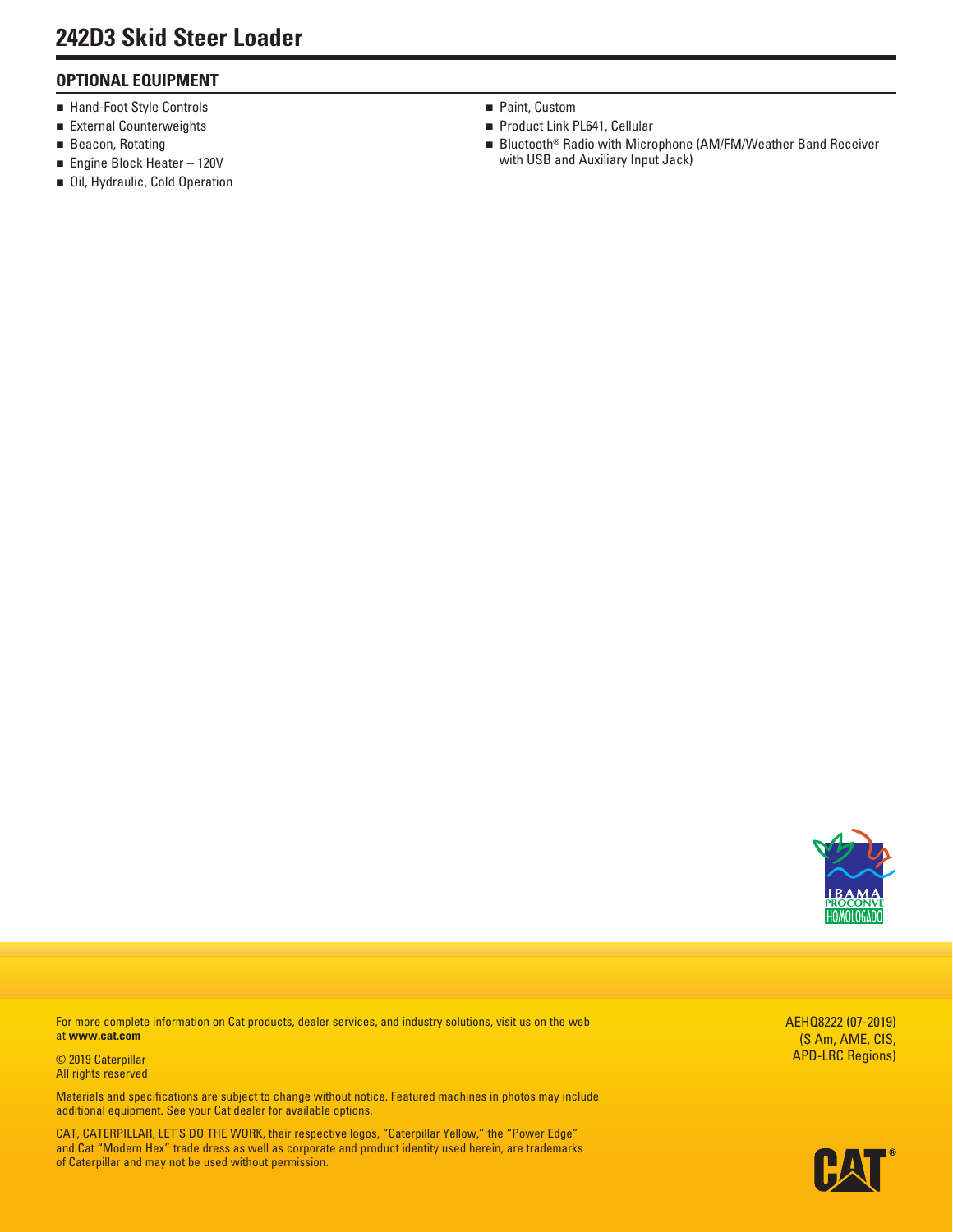# 242D3 Skid Steer Loader

## OPTIONAL EQUIPMENT

- Hand-Foot Style Controls
- External Counterweights
- Beacon, Rotating
- Engine Block Heater – 120V
- Oil, Hydraulic, Cold Operation
- Paint, Custom
- Product Link PL641, Cellular
- Bluetooth® Radio with Microphone (AM/FM/Weather Band Receiver with USB and Auxiliary Input Jack)

IBAMA
PROCONVE
HOMOLOGADO

For more complete information on Cat products, dealer services, and industry solutions, visit us on the web at **www.cat.com**

© 2019 Caterpillar
All rights reserved

Materials and specifications are subject to change without notice. Featured machines in photos may include additional equipment. See your Cat dealer for available options.

CAT, CATERPILLAR, LET'S DO THE WORK, their respective logos, "Caterpillar Yellow," the "Power Edge" and Cat "Modern Hex" trade dress as well as corporate and product identity used herein, are trademarks of Caterpillar and may not be used without permission.

AEHQ8222 (07-2019)
(S Am, AME, CIS,
APD-LRC Regions)